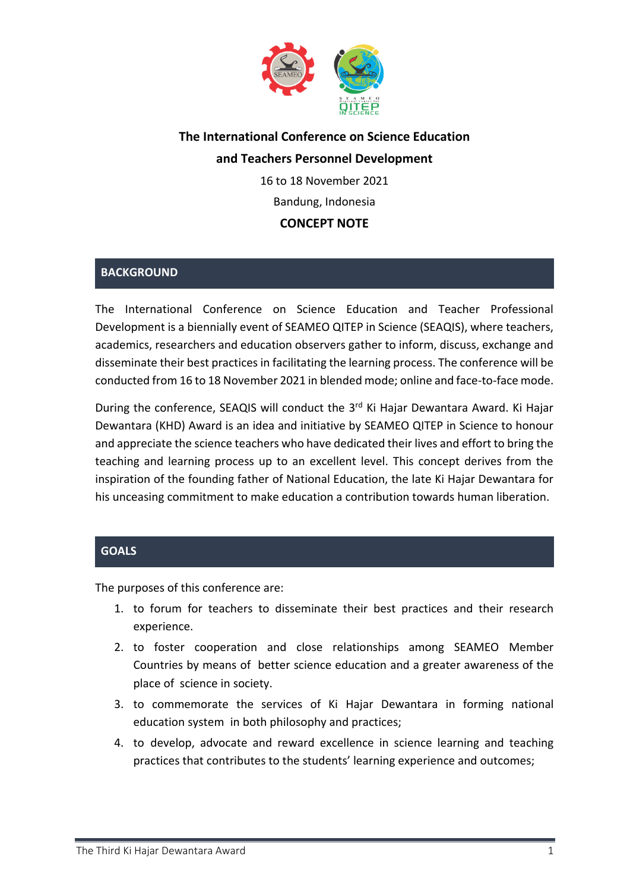**The International Conference on Science Education and Teachers Personnel Development**

16 to 18 November 2021

Bandung, Indonesia

**CONCEPT NOTE**

## BACKGROUND

The International Conference on Science Education and Teacher Professional Development is a biennially event of SEAMEO QITEP in Science (SEAQIS), where teachers, academics, researchers and education observers gather to inform, discuss, exchange and disseminate their best practices in facilitating the learning process. The conference will be conducted from 16 to 18 November 2021 in blended mode; online and face-to-face mode.

During the conference, SEAQIS will conduct the 3rd Ki Hajar Dewantara Award. Ki Hajar Dewantara (KHD) Award is an idea and initiative by SEAMEO QITEP in Science to honour and appreciate the science teachers who have dedicated their lives and effort to bring the teaching and learning process up to an excellent level. This concept derives from the inspiration of the founding father of National Education, the late Ki Hajar Dewantara for his unceasing commitment to make education a contribution towards human liberation.

## GOALS

The purposes of this conference are:

1. to forum for teachers to disseminate their best practices and their research experience.
2. to foster cooperation and close relationships among SEAMEO Member Countries by means of better science education and a greater awareness of the place of science in society.
3. to commemorate the services of Ki Hajar Dewantara in forming national education system in both philosophy and practices;
4. to develop, advocate and reward excellence in science learning and teaching practices that contributes to the students' learning experience and outcomes;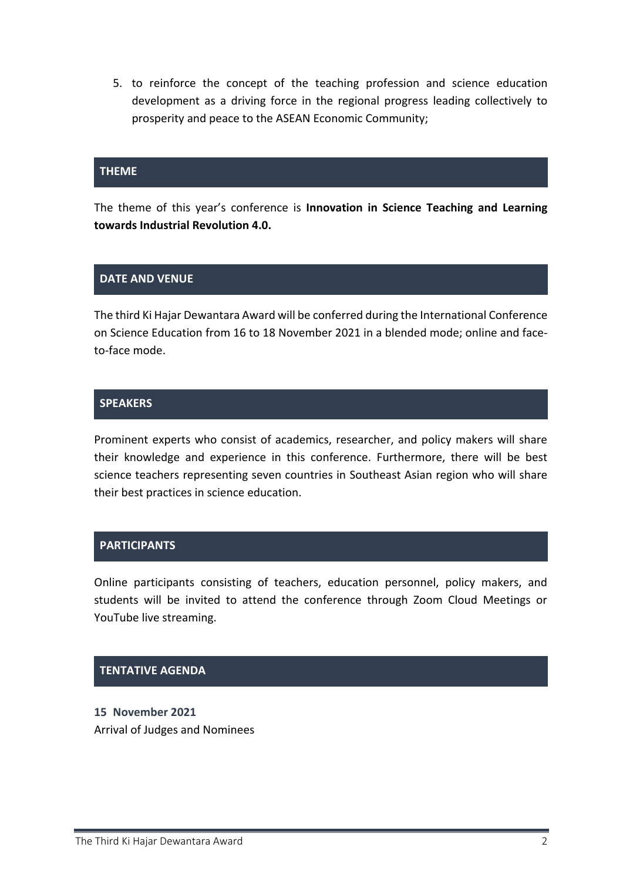5. to reinforce the concept of the teaching profession and science education development as a driving force in the regional progress leading collectively to prosperity and peace to the ASEAN Economic Community;

## THEME

The theme of this year's conference is **Innovation in Science Teaching and Learning towards Industrial Revolution 4.0.**

## DATE AND VENUE

The third Ki Hajar Dewantara Award will be conferred during the International Conference on Science Education from 16 to 18 November 2021 in a blended mode; online and face-to-face mode.

## SPEAKERS

Prominent experts who consist of academics, researcher, and policy makers will share their knowledge and experience in this conference. Furthermore, there will be best science teachers representing seven countries in Southeast Asian region who will share their best practices in science education.

## PARTICIPANTS

Online participants consisting of teachers, education personnel, policy makers, and students will be invited to attend the conference through Zoom Cloud Meetings or YouTube live streaming.

## TENTATIVE AGENDA

**15 November 2021**
Arrival of Judges and Nominees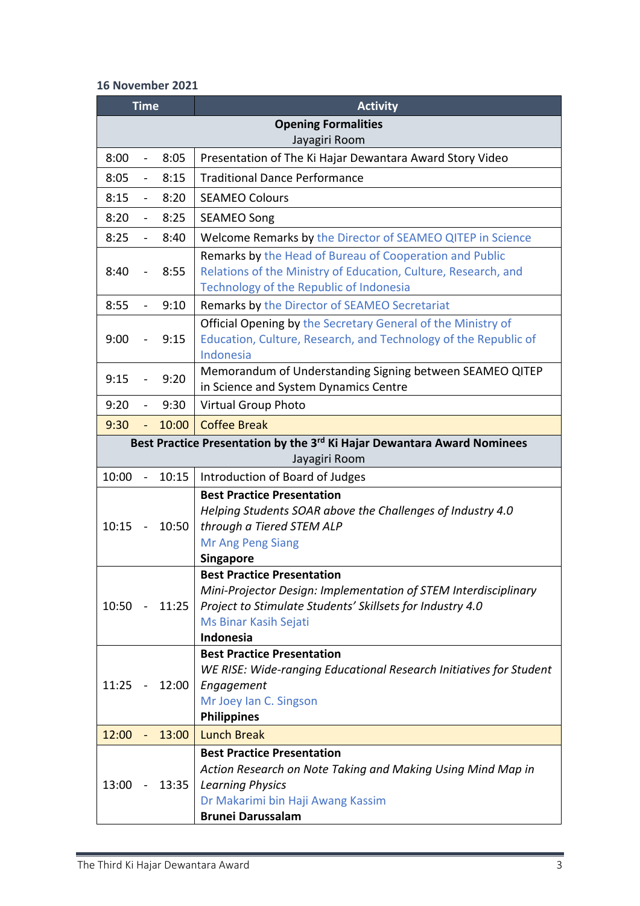**16 November 2021**

| Time | Activity |
|---|---|
| | **Opening Formalities**<br>Jayagiri Room |
| 8:00 - 8:05 | Presentation of The Ki Hajar Dewantara Award Story Video |
| 8:05 - 8:15 | Traditional Dance Performance |
| 8:15 - 8:20 | SEAMEO Colours |
| 8:20 - 8:25 | SEAMEO Song |
| 8:25 - 8:40 | Welcome Remarks by the Director of SEAMEO QITEP in Science |
| 8:40 - 8:55 | Remarks by the Head of Bureau of Cooperation and Public Relations of the Ministry of Education, Culture, Research, and Technology of the Republic of Indonesia |
| 8:55 - 9:10 | Remarks by the Director of SEAMEO Secretariat |
| 9:00 - 9:15 | Official Opening by the Secretary General of the Ministry of Education, Culture, Research, and Technology of the Republic of Indonesia |
| 9:15 - 9:20 | Memorandum of Understanding Signing between SEAMEO QITEP in Science and System Dynamics Centre |
| 9:20 - 9:30 | Virtual Group Photo |
| 9:30 - 10:00 | Coffee Break |
| | **Best Practice Presentation by the 3rd Ki Hajar Dewantara Award Nominees**<br>Jayagiri Room |
| 10:00 - 10:15 | Introduction of Board of Judges |
| 10:15 - 10:50 | **Best Practice Presentation**<br>*Helping Students SOAR above the Challenges of Industry 4.0 through a Tiered STEM ALP*<br>Mr Ang Peng Siang<br>**Singapore** |
| 10:50 - 11:25 | **Best Practice Presentation**<br>*Mini-Projector Design: Implementation of STEM Interdisciplinary Project to Stimulate Students' Skillsets for Industry 4.0*<br>Ms Binar Kasih Sejati<br>**Indonesia** |
| 11:25 - 12:00 | **Best Practice Presentation**<br>*WE RISE: Wide-ranging Educational Research Initiatives for Student Engagement*<br>Mr Joey Ian C. Singson<br>**Philippines** |
| 12:00 - 13:00 | Lunch Break |
| 13:00 - 13:35 | **Best Practice Presentation**<br>*Action Research on Note Taking and Making Using Mind Map in Learning Physics*<br>Dr Makarimi bin Haji Awang Kassim<br>**Brunei Darussalam** |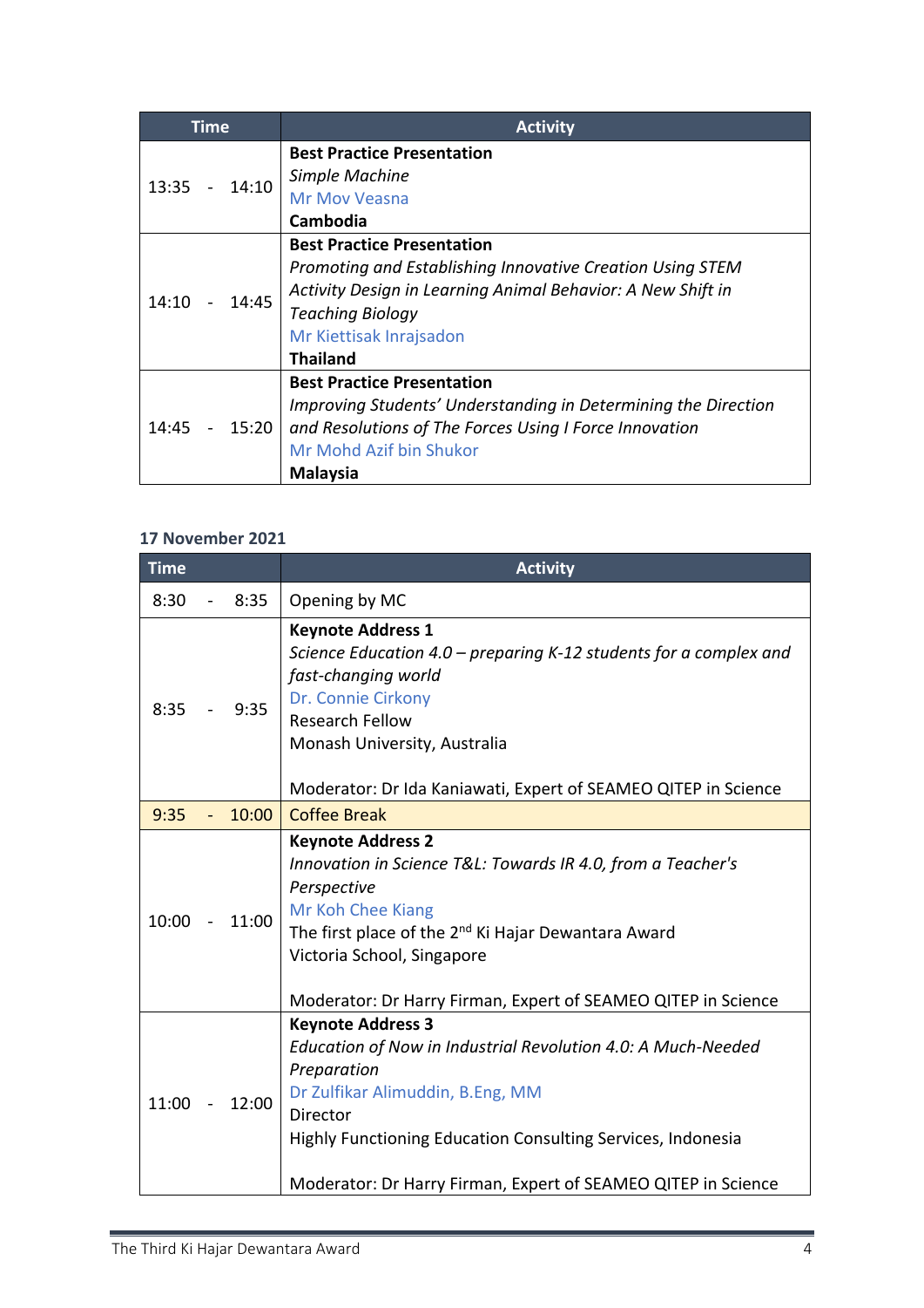| Time | Activity |
| --- | --- |
| 13:35 - 14:10 | **Best Practice Presentation**<br>*Simple Machine*<br>Mr Mov Veasna<br>**Cambodia** |
| 14:10 - 14:45 | **Best Practice Presentation**<br>*Promoting and Establishing Innovative Creation Using STEM Activity Design in Learning Animal Behavior: A New Shift in Teaching Biology*<br>Mr Kiettisak Inrajsadon<br>**Thailand** |
| 14:45 - 15:20 | **Best Practice Presentation**<br>*Improving Students' Understanding in Determining the Direction and Resolutions of The Forces Using I Force Innovation*<br>Mr Mohd Azif bin Shukor<br>**Malaysia** |

**17 November 2021**

| Time | Activity |
| --- | --- |
| 8:30 - 8:35 | Opening by MC |
| 8:35 - 9:35 | **Keynote Address 1**<br>*Science Education 4.0 – preparing K-12 students for a complex and fast-changing world*<br>Dr. Connie Cirkony<br>Research Fellow<br>Monash University, Australia<br><br>Moderator: Dr Ida Kaniawati, Expert of SEAMEO QITEP in Science |
| 9:35 - 10:00 | Coffee Break |
| 10:00 - 11:00 | **Keynote Address 2**<br>*Innovation in Science T&L: Towards IR 4.0, from a Teacher's Perspective*<br>Mr Koh Chee Kiang<br>The first place of the 2nd Ki Hajar Dewantara Award<br>Victoria School, Singapore<br><br>Moderator: Dr Harry Firman, Expert of SEAMEO QITEP in Science |
| 11:00 - 12:00 | **Keynote Address 3**<br>*Education of Now in Industrial Revolution 4.0: A Much-Needed Preparation*<br>Dr Zulfikar Alimuddin, B.Eng, MM<br>Director<br>Highly Functioning Education Consulting Services, Indonesia<br><br>Moderator: Dr Harry Firman, Expert of SEAMEO QITEP in Science |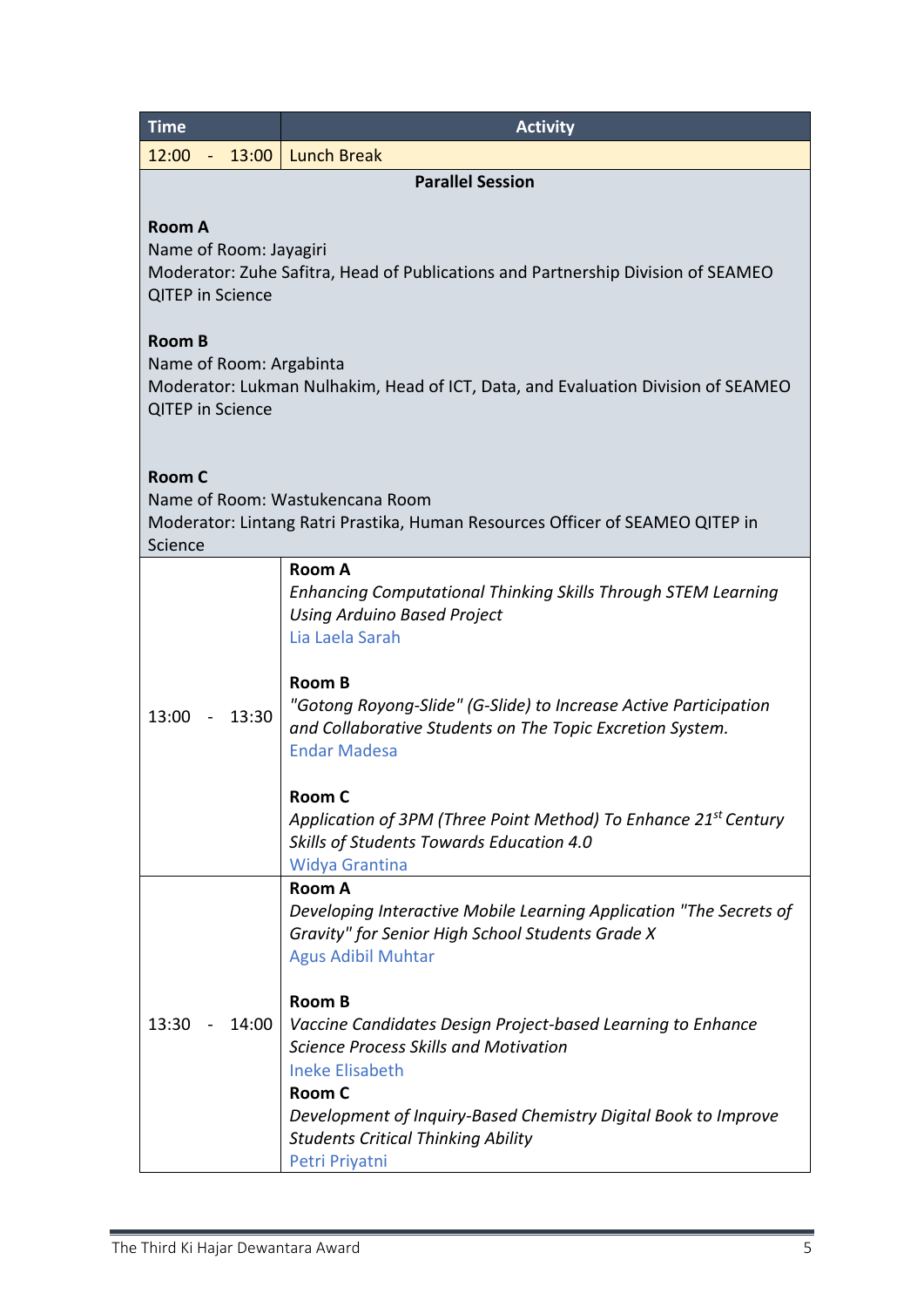| Time | Activity |
|---|---|
| 12:00 - 13:00 | Lunch Break |
| **Parallel Session**<br><br>**Room A**<br>Name of Room: Jayagiri<br>Moderator: Zuhe Safitra, Head of Publications and Partnership Division of SEAMEO QITEP in Science<br><br>**Room B**<br>Name of Room: Argabinta<br>Moderator: Lukman Nulhakim, Head of ICT, Data, and Evaluation Division of SEAMEO QITEP in Science<br><br>**Room C**<br>Name of Room: Wastukencana Room<br>Moderator: Lintang Ratri Prastika, Human Resources Officer of SEAMEO QITEP in Science | |
| 13:00 - 13:30 | **Room A**<br>*Enhancing Computational Thinking Skills Through STEM Learning Using Arduino Based Project*<br>Lia Laela Sarah<br><br>**Room B**<br>*"Gotong Royong-Slide" (G-Slide) to Increase Active Participation and Collaborative Students on The Topic Excretion System.*<br>Endar Madesa<br><br>**Room C**<br>*Application of 3PM (Three Point Method) To Enhance 21st Century Skills of Students Towards Education 4.0*<br>Widya Grantina |
| 13:30 - 14:00 | **Room A**<br>*Developing Interactive Mobile Learning Application "The Secrets of Gravity" for Senior High School Students Grade X*<br>Agus Adibil Muhtar<br><br>**Room B**<br>*Vaccine Candidates Design Project-based Learning to Enhance Science Process Skills and Motivation*<br>Ineke Elisabeth<br>**Room C**<br>*Development of Inquiry-Based Chemistry Digital Book to Improve Students Critical Thinking Ability*<br>Petri Priyatni |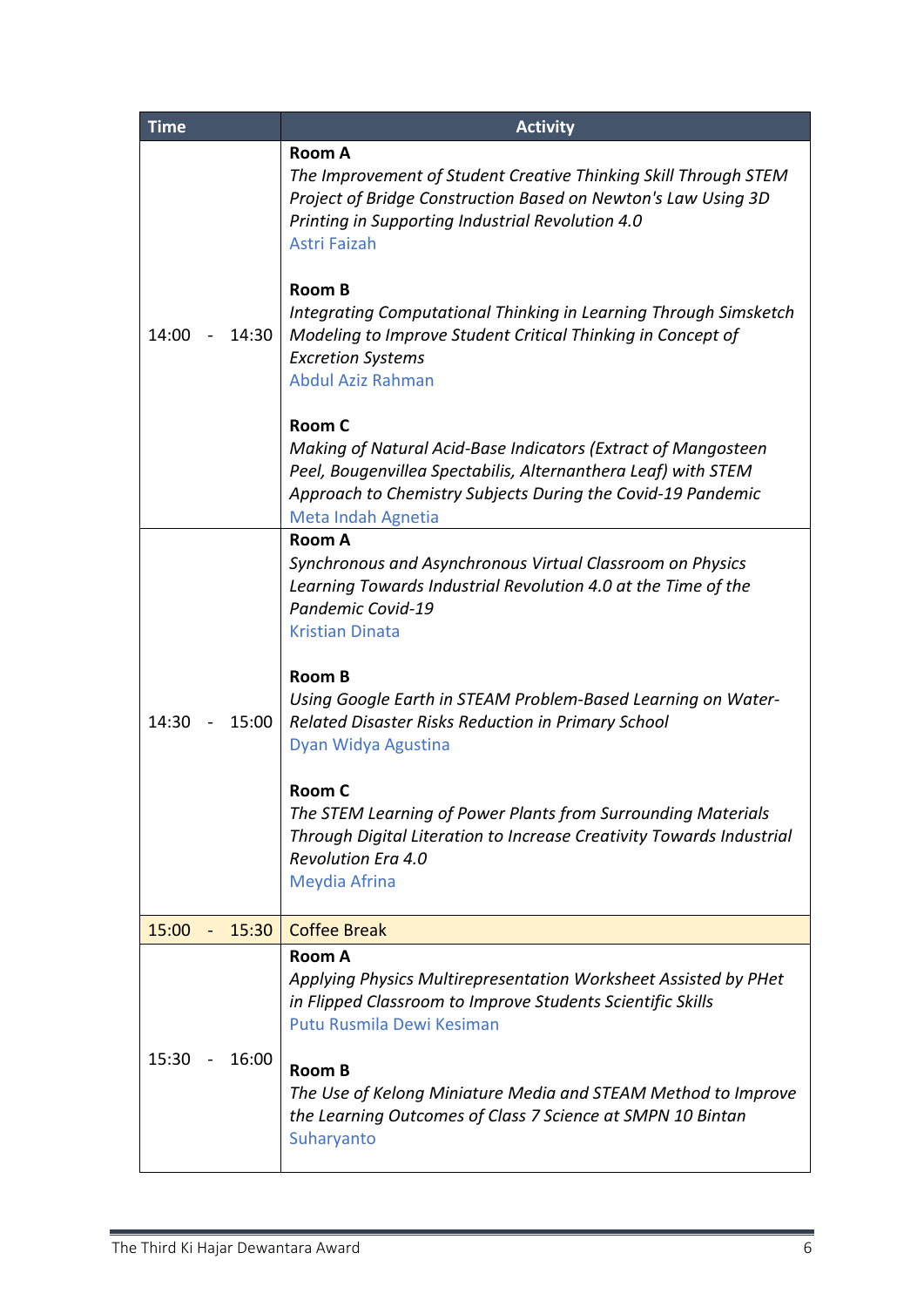| Time | Activity |
| --- | --- |
| 14:00 - 14:30 | **Room A**<br>*The Improvement of Student Creative Thinking Skill Through STEM Project of Bridge Construction Based on Newton's Law Using 3D Printing in Supporting Industrial Revolution 4.0*<br>Astri Faizah<br><br>**Room B**<br>*Integrating Computational Thinking in Learning Through Simsketch Modeling to Improve Student Critical Thinking in Concept of Excretion Systems*<br>Abdul Aziz Rahman<br><br>**Room C**<br>*Making of Natural Acid-Base Indicators (Extract of Mangosteen Peel, Bougenvillea Spectabilis, Alternanthera Leaf) with STEM Approach to Chemistry Subjects During the Covid-19 Pandemic*<br>Meta Indah Agnetia |
| 14:30 - 15:00 | **Room A**<br>*Synchronous and Asynchronous Virtual Classroom on Physics Learning Towards Industrial Revolution 4.0 at the Time of the Pandemic Covid-19*<br>Kristian Dinata<br><br>**Room B**<br>*Using Google Earth in STEAM Problem-Based Learning on Water-Related Disaster Risks Reduction in Primary School*<br>Dyan Widya Agustina<br><br>**Room C**<br>*The STEM Learning of Power Plants from Surrounding Materials Through Digital Literation to Increase Creativity Towards Industrial Revolution Era 4.0*<br>Meydia Afrina |
| 15:00 - 15:30 | Coffee Break |
| 15:30 - 16:00 | **Room A**<br>*Applying Physics Multirepresentation Worksheet Assisted by PHet in Flipped Classroom to Improve Students Scientific Skills*<br>Putu Rusmila Dewi Kesiman<br><br>**Room B**<br>*The Use of Kelong Miniature Media and STEAM Method to Improve the Learning Outcomes of Class 7 Science at SMPN 10 Bintan*<br>Suharyanto |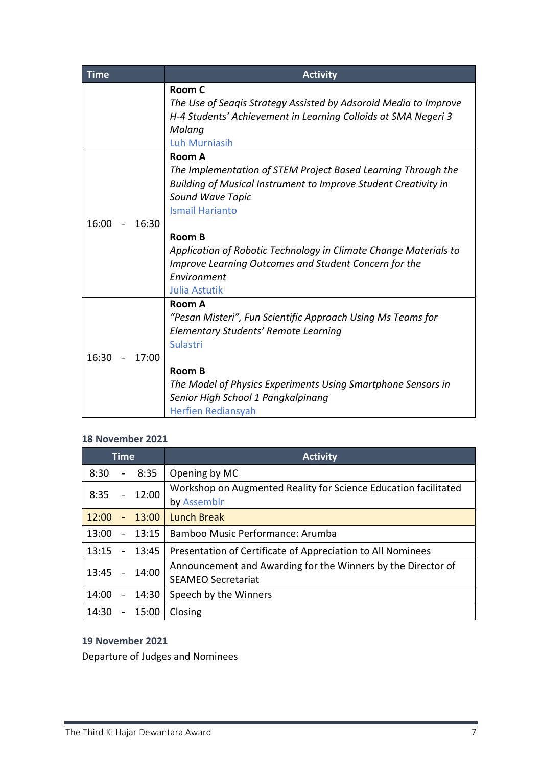| Time | Activity |
|---|---|
| | **Room C**<br>*The Use of Seaqis Strategy Assisted by Adsoroid Media to Improve H-4 Students' Achievement in Learning Colloids at SMA Negeri 3 Malang*<br>Luh Murniasih |
| 16:00 - 16:30 | **Room A**<br>*The Implementation of STEM Project Based Learning Through the Building of Musical Instrument to Improve Student Creativity in Sound Wave Topic*<br>Ismail Harianto<br><br>**Room B**<br>*Application of Robotic Technology in Climate Change Materials to Improve Learning Outcomes and Student Concern for the Environment*<br>Julia Astutik |
| 16:30 - 17:00 | **Room A**<br>*"Pesan Misteri", Fun Scientific Approach Using Ms Teams for Elementary Students' Remote Learning*<br>Sulastri<br><br>**Room B**<br>*The Model of Physics Experiments Using Smartphone Sensors in Senior High School 1 Pangkalpinang*<br>Herfien Rediansyah |

**18 November 2021**

| Time | Activity |
|---|---|
| 8:30 - 8:35 | Opening by MC |
| 8:35 - 12:00 | Workshop on Augmented Reality for Science Education facilitated by Assemblr |
| 12:00 - 13:00 | Lunch Break |
| 13:00 - 13:15 | Bamboo Music Performance: Arumba |
| 13:15 - 13:45 | Presentation of Certificate of Appreciation to All Nominees |
| 13:45 - 14:00 | Announcement and Awarding for the Winners by the Director of SEAMEO Secretariat |
| 14:00 - 14:30 | Speech by the Winners |
| 14:30 - 15:00 | Closing |

**19 November 2021**

Departure of Judges and Nominees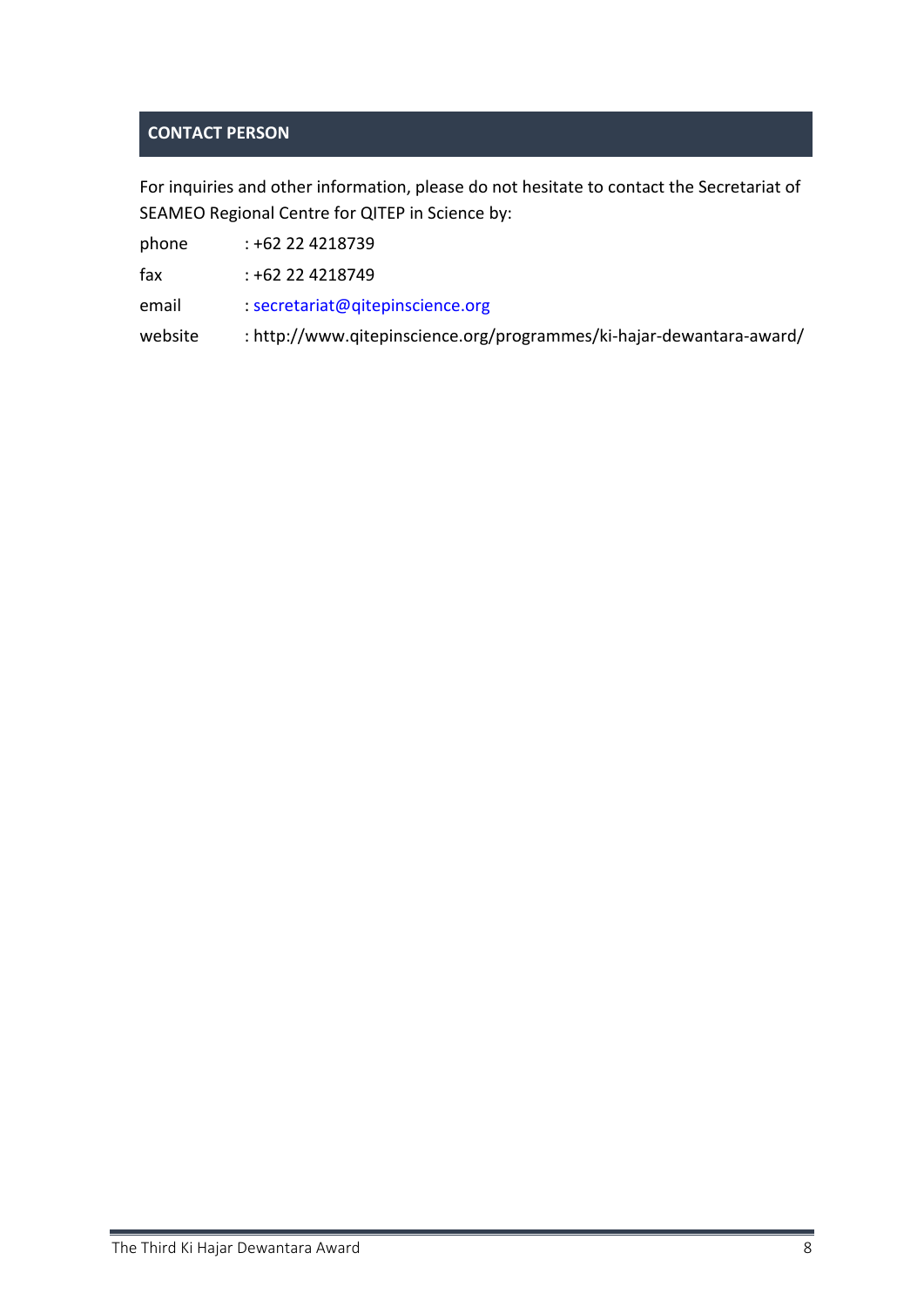## CONTACT PERSON

For inquiries and other information, please do not hesitate to contact the Secretariat of SEAMEO Regional Centre for QITEP in Science by:

| | |
|---|---|
| phone | : +62 22 4218739 |
| fax | : +62 22 4218749 |
| email | : secretariat@qitepinscience.org |
| website | : http://www.qitepinscience.org/programmes/ki-hajar-dewantara-award/ |